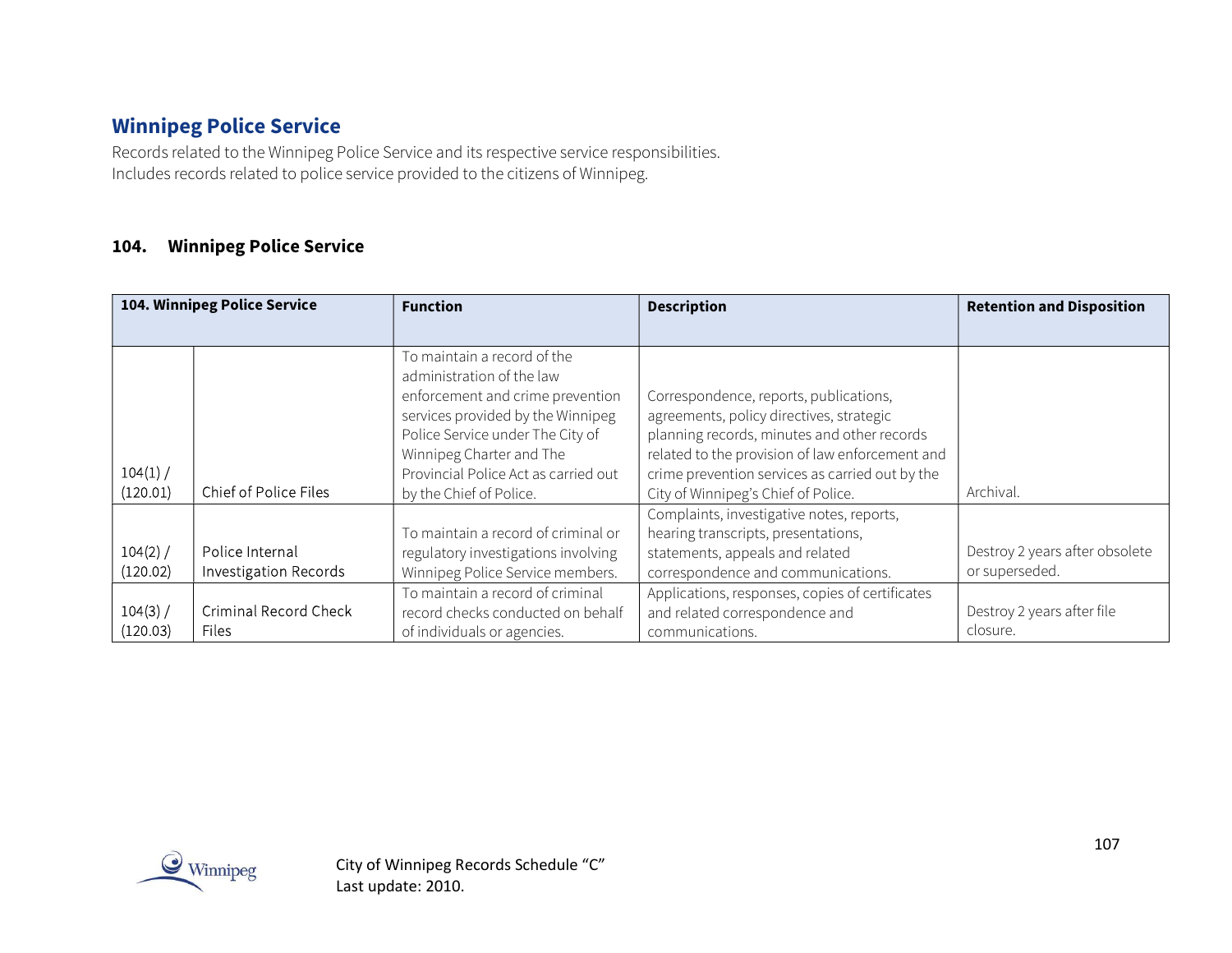## Winnipeg Police Service

Records related to the Winnipeg Police Service and its respective service responsibilities.
Includes records related to police service provided to the citizens of Winnipeg.

### 104. Winnipeg Police Service

| 104. Winnipeg Police Service | | Function | Description | Retention and Disposition |
|---|---|---|---|---|
| 104(1) / (120.01) | Chief of Police Files | To maintain a record of the administration of the law enforcement and crime prevention services provided by the Winnipeg Police Service under The City of Winnipeg Charter and The Provincial Police Act as carried out by the Chief of Police. | Correspondence, reports, publications, agreements, policy directives, strategic planning records, minutes and other records related to the provision of law enforcement and crime prevention services as carried out by the City of Winnipeg's Chief of Police. | Archival. |
| 104(2) / (120.02) | Police Internal Investigation Records | To maintain a record of criminal or regulatory investigations involving Winnipeg Police Service members. | Complaints, investigative notes, reports, hearing transcripts, presentations, statements, appeals and related correspondence and communications. | Destroy 2 years after obsolete or superseded. |
| 104(3) / (120.03) | Criminal Record Check Files | To maintain a record of criminal record checks conducted on behalf of individuals or agencies. | Applications, responses, copies of certificates and related correspondence and communications. | Destroy 2 years after file closure. |

City of Winnipeg Records Schedule "C"
Last update: 2010.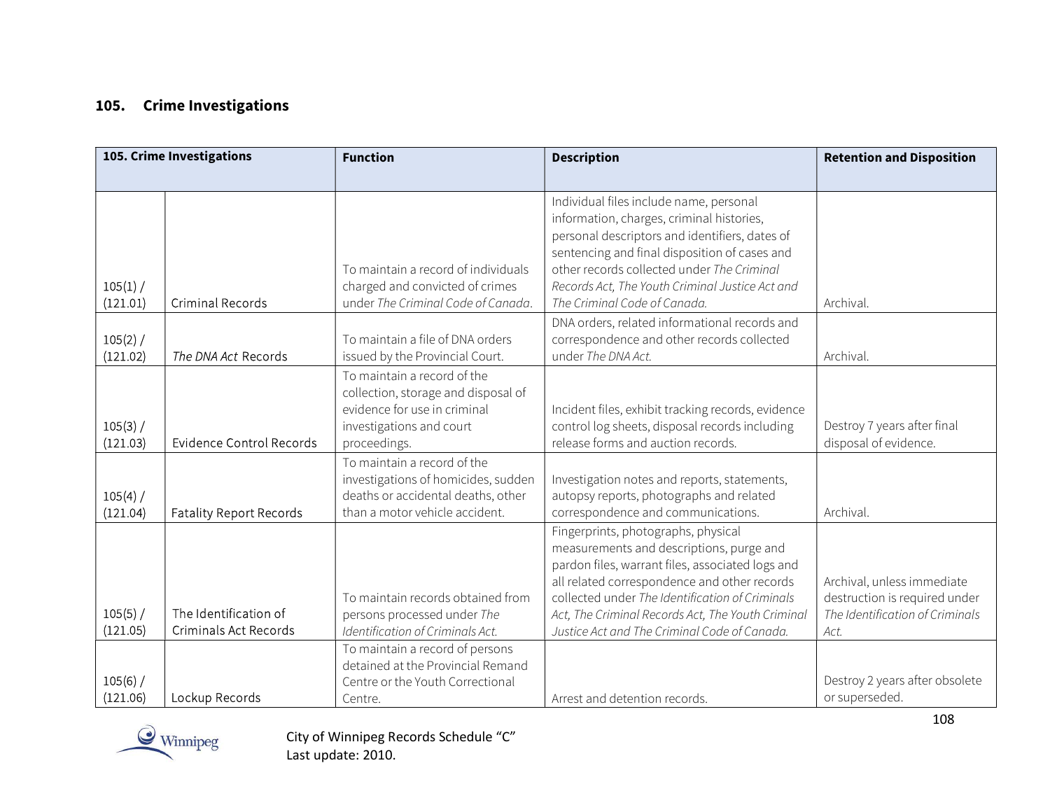## 105. Crime Investigations

| 105. Crime Investigations | | Function | Description | Retention and Disposition |
|---|---|---|---|---|
| 105(1) / (121.01) | Criminal Records | To maintain a record of individuals charged and convicted of crimes under *The Criminal Code of Canada*. | Individual files include name, personal information, charges, criminal histories, personal descriptors and identifiers, dates of sentencing and final disposition of cases and other records collected under *The Criminal Records Act, The Youth Criminal Justice Act and The Criminal Code of Canada.* | Archival. |
| 105(2) / (121.02) | *The DNA Act* Records | To maintain a file of DNA orders issued by the Provincial Court. | DNA orders, related informational records and correspondence and other records collected under *The DNA Act.* | Archival. |
| 105(3) / (121.03) | Evidence Control Records | To maintain a record of the collection, storage and disposal of evidence for use in criminal investigations and court proceedings. | Incident files, exhibit tracking records, evidence control log sheets, disposal records including release forms and auction records. | Destroy 7 years after final disposal of evidence. |
| 105(4) / (121.04) | Fatality Report Records | To maintain a record of the investigations of homicides, sudden deaths or accidental deaths, other than a motor vehicle accident. | Investigation notes and reports, statements, autopsy reports, photographs and related correspondence and communications. | Archival. |
| 105(5) / (121.05) | The Identification of Criminals Act Records | To maintain records obtained from persons processed under *The Identification of Criminals Act.* | Fingerprints, photographs, physical measurements and descriptions, purge and pardon files, warrant files, associated logs and all related correspondence and other records collected under *The Identification of Criminals Act, The Criminal Records Act, The Youth Criminal Justice Act and The Criminal Code of Canada.* | Archival, unless immediate destruction is required under *The Identification of Criminals Act.* |
| 105(6) / (121.06) | Lockup Records | To maintain a record of persons detained at the Provincial Remand Centre or the Youth Correctional Centre. | Arrest and detention records. | Destroy 2 years after obsolete or superseded. |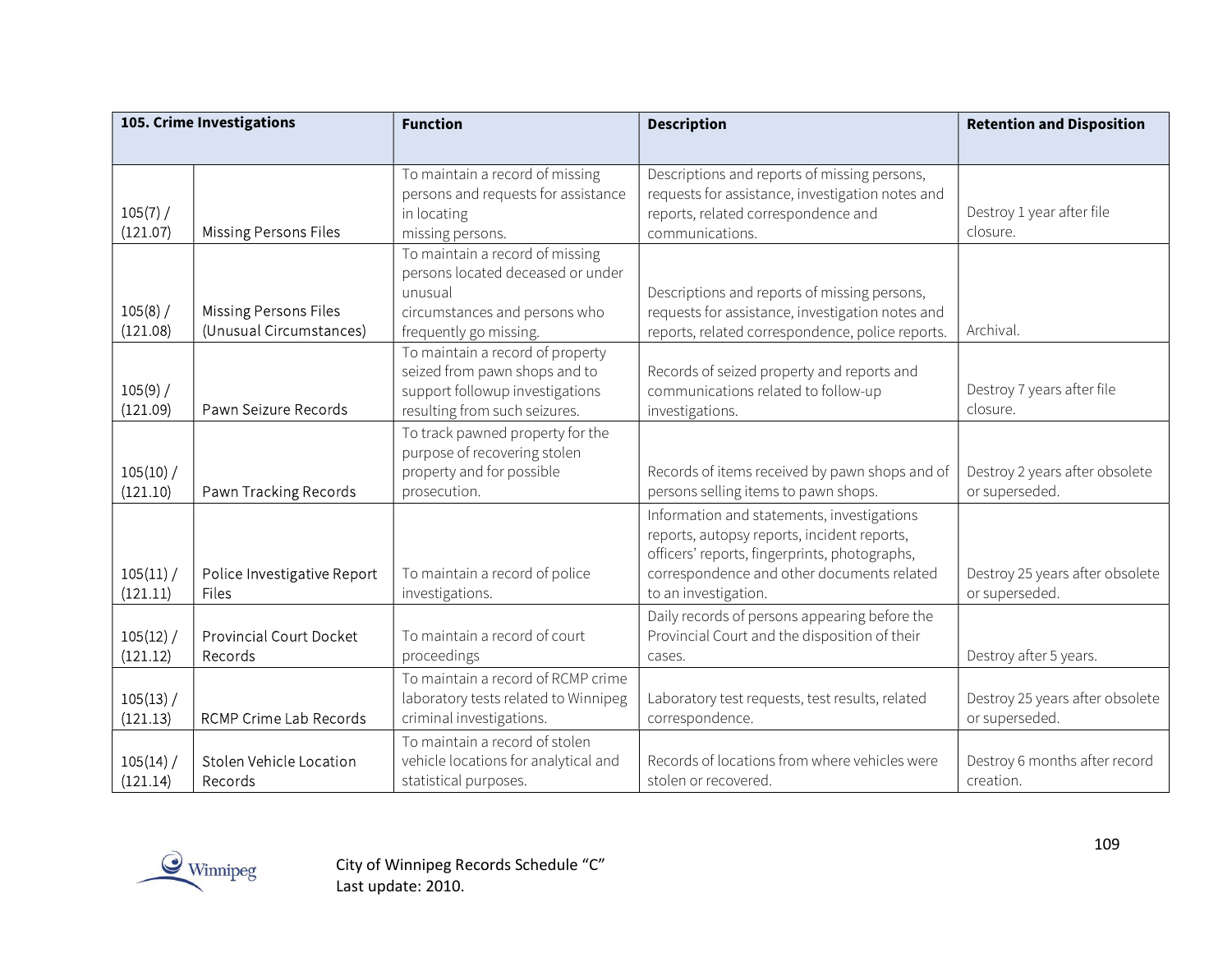| 105. Crime Investigations | | Function | Description | Retention and Disposition |
|---|---|---|---|---|
| 105(7) / (121.07) | Missing Persons Files | To maintain a record of missing persons and requests for assistance in locating missing persons. | Descriptions and reports of missing persons, requests for assistance, investigation notes and reports, related correspondence and communications. | Destroy 1 year after file closure. |
| 105(8) / (121.08) | Missing Persons Files (Unusual Circumstances) | To maintain a record of missing persons located deceased or under unusual circumstances and persons who frequently go missing. | Descriptions and reports of missing persons, requests for assistance, investigation notes and reports, related correspondence, police reports. | Archival. |
| 105(9) / (121.09) | Pawn Seizure Records | To maintain a record of property seized from pawn shops and to support followup investigations resulting from such seizures. | Records of seized property and reports and communications related to follow-up investigations. | Destroy 7 years after file closure. |
| 105(10) / (121.10) | Pawn Tracking Records | To track pawned property for the purpose of recovering stolen property and for possible prosecution. | Records of items received by pawn shops and of persons selling items to pawn shops. | Destroy 2 years after obsolete or superseded. |
| 105(11) / (121.11) | Police Investigative Report Files | To maintain a record of police investigations. | Information and statements, investigations reports, autopsy reports, incident reports, officers' reports, fingerprints, photographs, correspondence and other documents related to an investigation. | Destroy 25 years after obsolete or superseded. |
| 105(12) / (121.12) | Provincial Court Docket Records | To maintain a record of court proceedings | Daily records of persons appearing before the Provincial Court and the disposition of their cases. | Destroy after 5 years. |
| 105(13) / (121.13) | RCMP Crime Lab Records | To maintain a record of RCMP crime laboratory tests related to Winnipeg criminal investigations. | Laboratory test requests, test results, related correspondence. | Destroy 25 years after obsolete or superseded. |
| 105(14) / (121.14) | Stolen Vehicle Location Records | To maintain a record of stolen vehicle locations for analytical and statistical purposes. | Records of locations from where vehicles were stolen or recovered. | Destroy 6 months after record creation. |

City of Winnipeg Records Schedule "C"
Last update: 2010.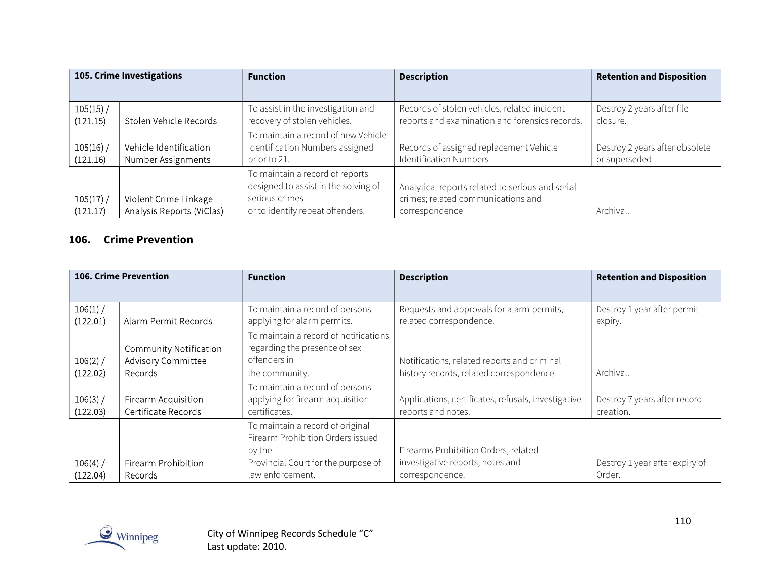| 105. Crime Investigations | | Function | Description | Retention and Disposition |
|---|---|---|---|---|
| 105(15) / (121.15) | Stolen Vehicle Records | To assist in the investigation and recovery of stolen vehicles. | Records of stolen vehicles, related incident reports and examination and forensics records. | Destroy 2 years after file closure. |
| 105(16) / (121.16) | Vehicle Identification Number Assignments | To maintain a record of new Vehicle Identification Numbers assigned prior to 21. | Records of assigned replacement Vehicle Identification Numbers | Destroy 2 years after obsolete or superseded. |
| 105(17) / (121.17) | Violent Crime Linkage Analysis Reports (ViClas) | To maintain a record of reports designed to assist in the solving of serious crimes or to identify repeat offenders. | Analytical reports related to serious and serial crimes; related communications and correspondence | Archival. |

## 106. Crime Prevention

| 106. Crime Prevention | | Function | Description | Retention and Disposition |
|---|---|---|---|---|
| 106(1) / (122.01) | Alarm Permit Records | To maintain a record of persons applying for alarm permits. | Requests and approvals for alarm permits, related correspondence. | Destroy 1 year after permit expiry. |
| 106(2) / (122.02) | Community Notification Advisory Committee Records | To maintain a record of notifications regarding the presence of sex offenders in the community. | Notifications, related reports and criminal history records, related correspondence. | Archival. |
| 106(3) / (122.03) | Firearm Acquisition Certificate Records | To maintain a record of persons applying for firearm acquisition certificates. | Applications, certificates, refusals, investigative reports and notes. | Destroy 7 years after record creation. |
| 106(4) / (122.04) | Firearm Prohibition Records | To maintain a record of original Firearm Prohibition Orders issued by the Provincial Court for the purpose of law enforcement. | Firearms Prohibition Orders, related investigative reports, notes and correspondence. | Destroy 1 year after expiry of Order. |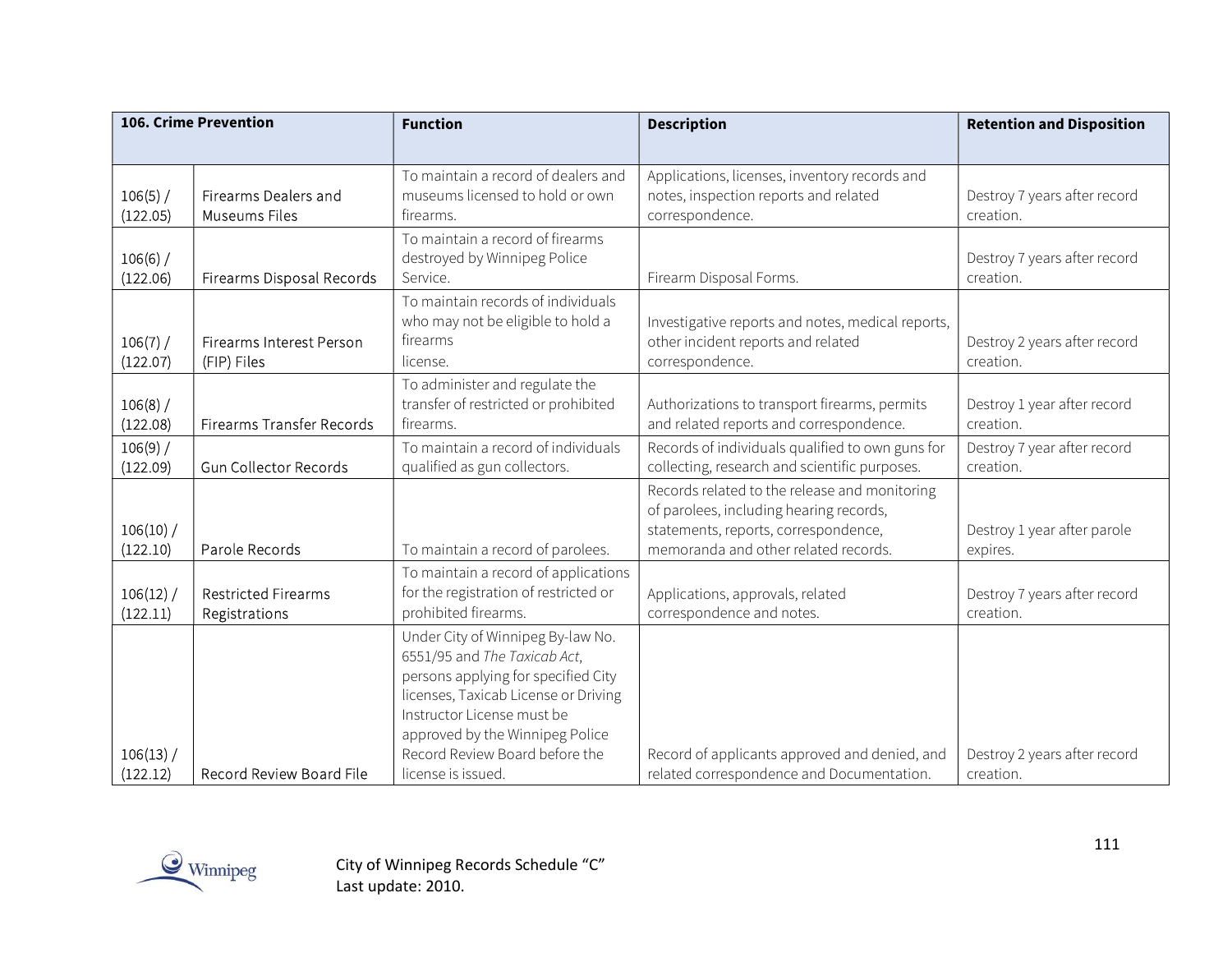| 106. Crime Prevention | | Function | Description | Retention and Disposition |
|---|---|---|---|---|
| 106(5) / (122.05) | Firearms Dealers and Museums Files | To maintain a record of dealers and museums licensed to hold or own firearms. | Applications, licenses, inventory records and notes, inspection reports and related correspondence. | Destroy 7 years after record creation. |
| 106(6) / (122.06) | Firearms Disposal Records | To maintain a record of firearms destroyed by Winnipeg Police Service. | Firearm Disposal Forms. | Destroy 7 years after record creation. |
| 106(7) / (122.07) | Firearms Interest Person (FIP) Files | To maintain records of individuals who may not be eligible to hold a firearms license. | Investigative reports and notes, medical reports, other incident reports and related correspondence. | Destroy 2 years after record creation. |
| 106(8) / (122.08) | Firearms Transfer Records | To administer and regulate the transfer of restricted or prohibited firearms. | Authorizations to transport firearms, permits and related reports and correspondence. | Destroy 1 year after record creation. |
| 106(9) / (122.09) | Gun Collector Records | To maintain a record of individuals qualified as gun collectors. | Records of individuals qualified to own guns for collecting, research and scientific purposes. | Destroy 7 year after record creation. |
| 106(10) / (122.10) | Parole Records | To maintain a record of parolees. | Records related to the release and monitoring of parolees, including hearing records, statements, reports, correspondence, memoranda and other related records. | Destroy 1 year after parole expires. |
| 106(12) / (122.11) | Restricted Firearms Registrations | To maintain a record of applications for the registration of restricted or prohibited firearms. | Applications, approvals, related correspondence and notes. | Destroy 7 years after record creation. |
| 106(13) / (122.12) | Record Review Board File | Under City of Winnipeg By-law No. 6551/95 and *The Taxicab Act*, persons applying for specified City licenses, Taxicab License or Driving Instructor License must be approved by the Winnipeg Police Record Review Board before the license is issued. | Record of applicants approved and denied, and related correspondence and Documentation. | Destroy 2 years after record creation. |

City of Winnipeg Records Schedule "C"
Last update: 2010.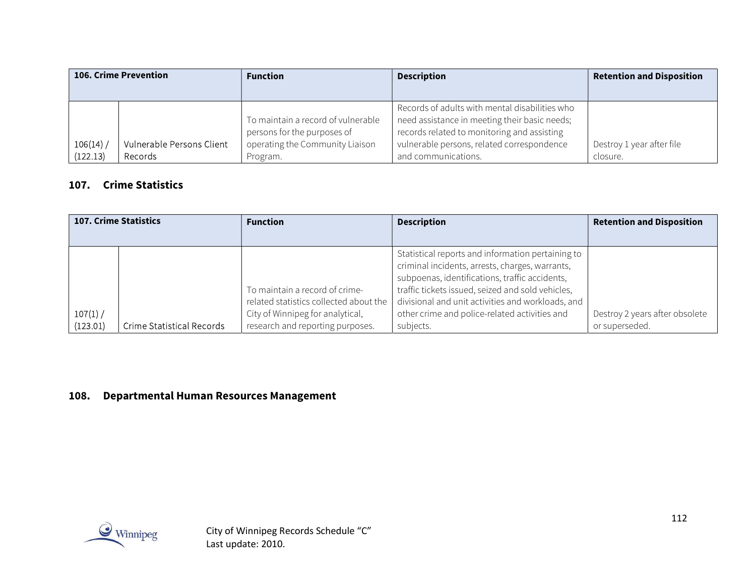| 106. Crime Prevention | | Function | Description | Retention and Disposition |
|---|---|---|---|---|
| 106(14) / (122.13) | Vulnerable Persons Client Records | To maintain a record of vulnerable persons for the purposes of operating the Community Liaison Program. | Records of adults with mental disabilities who need assistance in meeting their basic needs; records related to monitoring and assisting vulnerable persons, related correspondence and communications. | Destroy 1 year after file closure. |

## 107. Crime Statistics

| 107. Crime Statistics | | Function | Description | Retention and Disposition |
|---|---|---|---|---|
| 107(1) / (123.01) | Crime Statistical Records | To maintain a record of crime-related statistics collected about the City of Winnipeg for analytical, research and reporting purposes. | Statistical reports and information pertaining to criminal incidents, arrests, charges, warrants, subpoenas, identifications, traffic accidents, traffic tickets issued, seized and sold vehicles, divisional and unit activities and workloads, and other crime and police-related activities and subjects. | Destroy 2 years after obsolete or superseded. |

## 108. Departmental Human Resources Management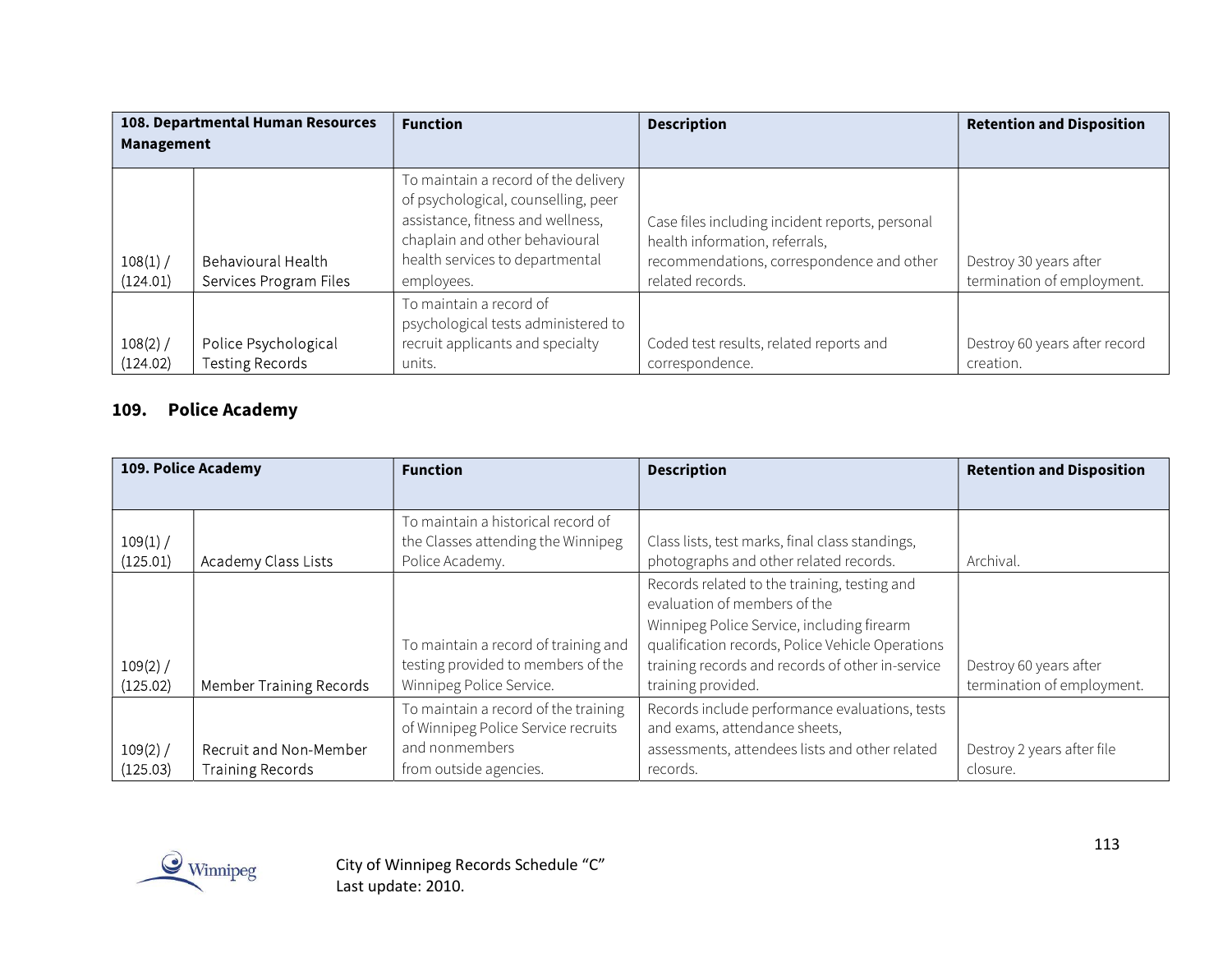| 108. Departmental Human Resources Management | | Function | Description | Retention and Disposition |
|---|---|---|---|---|
| 108(1) / (124.01) | Behavioural Health Services Program Files | To maintain a record of the delivery of psychological, counselling, peer assistance, fitness and wellness, chaplain and other behavioural health services to departmental employees. | Case files including incident reports, personal health information, referrals, recommendations, correspondence and other related records. | Destroy 30 years after termination of employment. |
| 108(2) / (124.02) | Police Psychological Testing Records | To maintain a record of psychological tests administered to recruit applicants and specialty units. | Coded test results, related reports and correspondence. | Destroy 60 years after record creation. |

## 109. Police Academy

| 109. Police Academy | | Function | Description | Retention and Disposition |
|---|---|---|---|---|
| 109(1) / (125.01) | Academy Class Lists | To maintain a historical record of the Classes attending the Winnipeg Police Academy. | Class lists, test marks, final class standings, photographs and other related records. | Archival. |
| 109(2) / (125.02) | Member Training Records | To maintain a record of training and testing provided to members of the Winnipeg Police Service. | Records related to the training, testing and evaluation of members of the Winnipeg Police Service, including firearm qualification records, Police Vehicle Operations training records and records of other in-service training provided. | Destroy 60 years after termination of employment. |
| 109(2) / (125.03) | Recruit and Non-Member Training Records | To maintain a record of the training of Winnipeg Police Service recruits and nonmembers from outside agencies. | Records include performance evaluations, tests and exams, attendance sheets, assessments, attendees lists and other related records. | Destroy 2 years after file closure. |

City of Winnipeg Records Schedule "C"
Last update: 2010.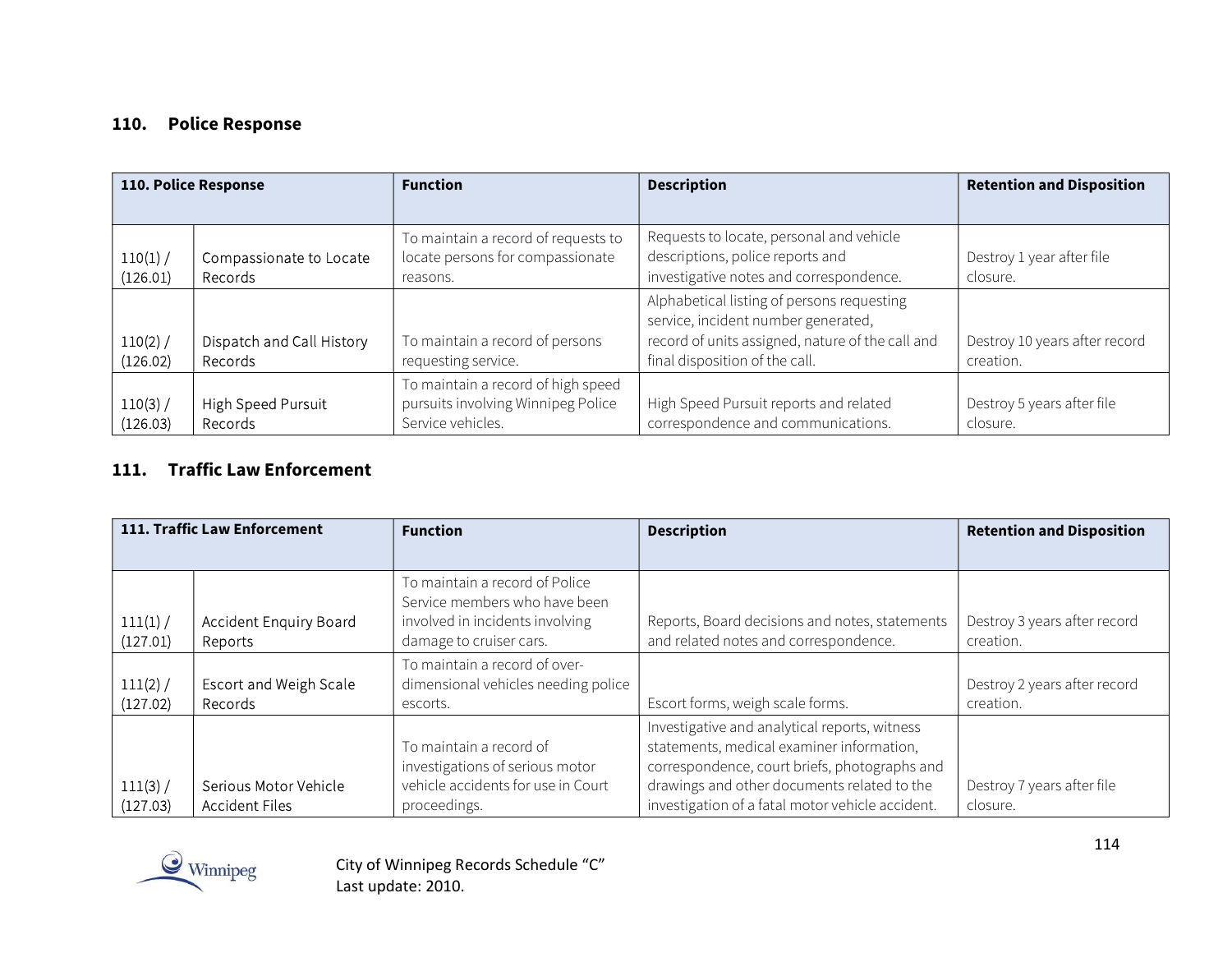## 110. Police Response

| 110. Police Response | | Function | Description | Retention and Disposition |
|---|---|---|---|---|
| 110(1) / (126.01) | Compassionate to Locate Records | To maintain a record of requests to locate persons for compassionate reasons. | Requests to locate, personal and vehicle descriptions, police reports and investigative notes and correspondence. | Destroy 1 year after file closure. |
| 110(2) / (126.02) | Dispatch and Call History Records | To maintain a record of persons requesting service. | Alphabetical listing of persons requesting service, incident number generated, record of units assigned, nature of the call and final disposition of the call. | Destroy 10 years after record creation. |
| 110(3) / (126.03) | High Speed Pursuit Records | To maintain a record of high speed pursuits involving Winnipeg Police Service vehicles. | High Speed Pursuit reports and related correspondence and communications. | Destroy 5 years after file closure. |

## 111. Traffic Law Enforcement

| 111. Traffic Law Enforcement | | Function | Description | Retention and Disposition |
|---|---|---|---|---|
| 111(1) / (127.01) | Accident Enquiry Board Reports | To maintain a record of Police Service members who have been involved in incidents involving damage to cruiser cars. | Reports, Board decisions and notes, statements and related notes and correspondence. | Destroy 3 years after record creation. |
| 111(2) / (127.02) | Escort and Weigh Scale Records | To maintain a record of over-dimensional vehicles needing police escorts. | Escort forms, weigh scale forms. | Destroy 2 years after record creation. |
| 111(3) / (127.03) | Serious Motor Vehicle Accident Files | To maintain a record of investigations of serious motor vehicle accidents for use in Court proceedings. | Investigative and analytical reports, witness statements, medical examiner information, correspondence, court briefs, photographs and drawings and other documents related to the investigation of a fatal motor vehicle accident. | Destroy 7 years after file closure. |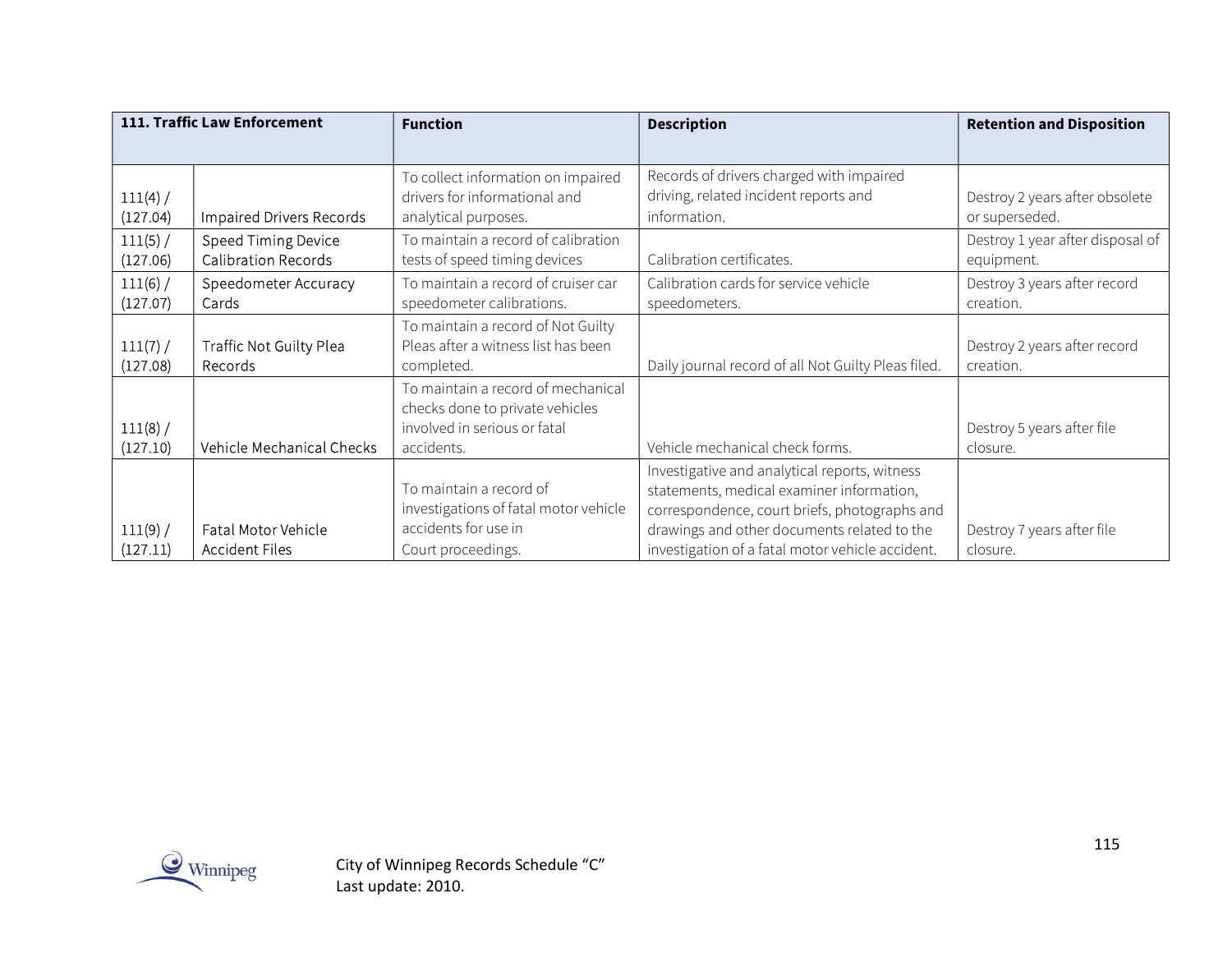| 111. Traffic Law Enforcement | | Function | Description | Retention and Disposition |
|---|---|---|---|---|
| 111(4) / (127.04) | Impaired Drivers Records | To collect information on impaired drivers for informational and analytical purposes. | Records of drivers charged with impaired driving, related incident reports and information. | Destroy 2 years after obsolete or superseded. |
| 111(5) / (127.06) | Speed Timing Device Calibration Records | To maintain a record of calibration tests of speed timing devices | Calibration certificates. | Destroy 1 year after disposal of equipment. |
| 111(6) / (127.07) | Speedometer Accuracy Cards | To maintain a record of cruiser car speedometer calibrations. | Calibration cards for service vehicle speedometers. | Destroy 3 years after record creation. |
| 111(7) / (127.08) | Traffic Not Guilty Plea Records | To maintain a record of Not Guilty Pleas after a witness list has been completed. | Daily journal record of all Not Guilty Pleas filed. | Destroy 2 years after record creation. |
| 111(8) / (127.10) | Vehicle Mechanical Checks | To maintain a record of mechanical checks done to private vehicles involved in serious or fatal accidents. | Vehicle mechanical check forms. | Destroy 5 years after file closure. |
| 111(9) / (127.11) | Fatal Motor Vehicle Accident Files | To maintain a record of investigations of fatal motor vehicle accidents for use in Court proceedings. | Investigative and analytical reports, witness statements, medical examiner information, correspondence, court briefs, photographs and drawings and other documents related to the investigation of a fatal motor vehicle accident. | Destroy 7 years after file closure. |

City of Winnipeg Records Schedule "C"
Last update: 2010.